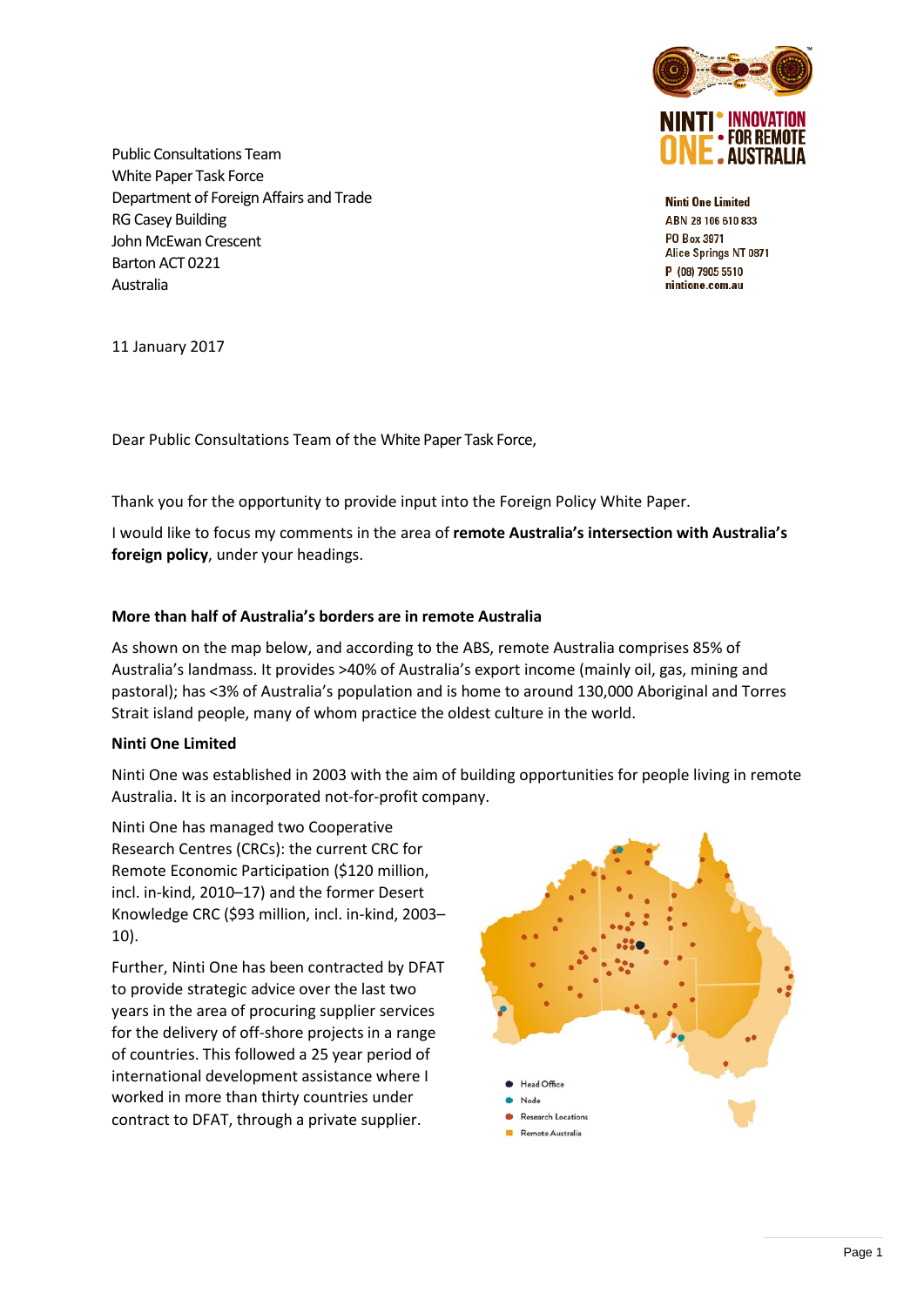NINTI ONE • INNOVATION FOR REMOTE AUSTRALIA

**Ninti One Limited**
ABN 28 106 610 833
PO Box 3971
Alice Springs NT 0871
P (08) 7905 5510
nintione.com.au

Public Consultations Team
White Paper Task Force
Department of Foreign Affairs and Trade
RG Casey Building
John McEwan Crescent
Barton ACT 0221
Australia

11 January 2017

Dear Public Consultations Team of the White Paper Task Force,

Thank you for the opportunity to provide input into the Foreign Policy White Paper.

I would like to focus my comments in the area of **remote Australia's intersection with Australia's foreign policy**, under your headings.

**More than half of Australia's borders are in remote Australia**

As shown on the map below, and according to the ABS, remote Australia comprises 85% of Australia's landmass. It provides >40% of Australia's export income (mainly oil, gas, mining and pastoral); has <3% of Australia's population and is home to around 130,000 Aboriginal and Torres Strait island people, many of whom practice the oldest culture in the world.

**Ninti One Limited**

Ninti One was established in 2003 with the aim of building opportunities for people living in remote Australia. It is an incorporated not-for-profit company.

Ninti One has managed two Cooperative Research Centres (CRCs): the current CRC for Remote Economic Participation ($120 million, incl. in-kind, 2010–17) and the former Desert Knowledge CRC ($93 million, incl. in-kind, 2003–10).

Further, Ninti One has been contracted by DFAT to provide strategic advice over the last two years in the area of procuring supplier services for the delivery of off-shore projects in a range of countries. This followed a 25 year period of international development assistance where I worked in more than thirty countries under contract to DFAT, through a private supplier.

Head Office
Node
Research Locations
Remote Australia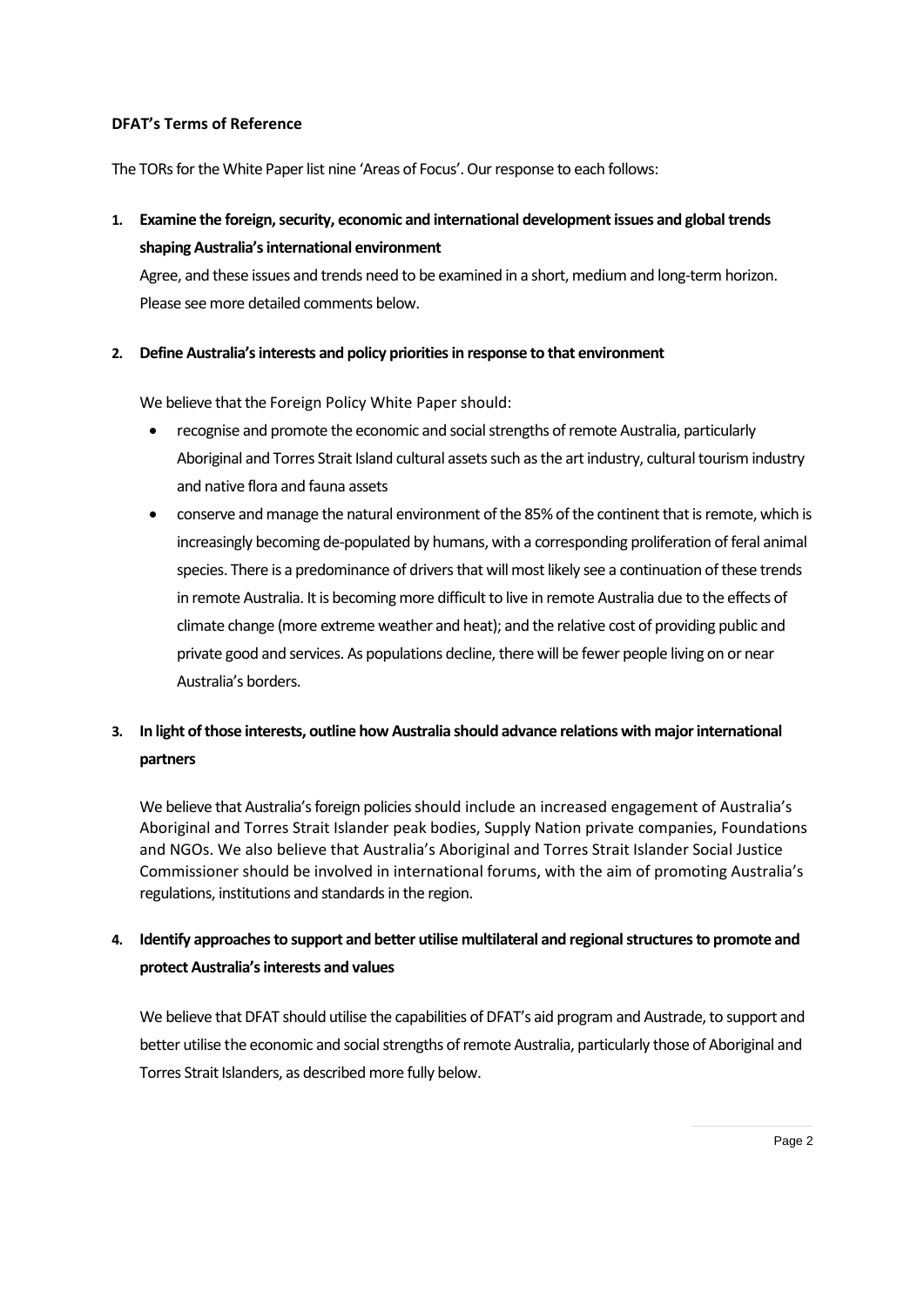**DFAT's Terms of Reference**

The TORs for the White Paper list nine 'Areas of Focus'. Our response to each follows:

1. **Examine the foreign, security, economic and international development issues and global trends shaping Australia's international environment**

   Agree, and these issues and trends need to be examined in a short, medium and long-term horizon. Please see more detailed comments below.

2. **Define Australia's interests and policy priorities in response to that environment**

   We believe that the Foreign Policy White Paper should:

   - recognise and promote the economic and social strengths of remote Australia, particularly Aboriginal and Torres Strait Island cultural assets such as the art industry, cultural tourism industry and native flora and fauna assets
   - conserve and manage the natural environment of the 85% of the continent that is remote, which is increasingly becoming de-populated by humans, with a corresponding proliferation of feral animal species. There is a predominance of drivers that will most likely see a continuation of these trends in remote Australia. It is becoming more difficult to live in remote Australia due to the effects of climate change (more extreme weather and heat); and the relative cost of providing public and private good and services. As populations decline, there will be fewer people living on or near Australia's borders.

3. **In light of those interests, outline how Australia should advance relations with major international partners**

   We believe that Australia's foreign policies should include an increased engagement of Australia's Aboriginal and Torres Strait Islander peak bodies, Supply Nation private companies, Foundations and NGOs. We also believe that Australia's Aboriginal and Torres Strait Islander Social Justice Commissioner should be involved in international forums, with the aim of promoting Australia's regulations, institutions and standards in the region.

4. **Identify approaches to support and better utilise multilateral and regional structures to promote and protect Australia's interests and values**

   We believe that DFAT should utilise the capabilities of DFAT's aid program and Austrade, to support and better utilise the economic and social strengths of remote Australia, particularly those of Aboriginal and Torres Strait Islanders, as described more fully below.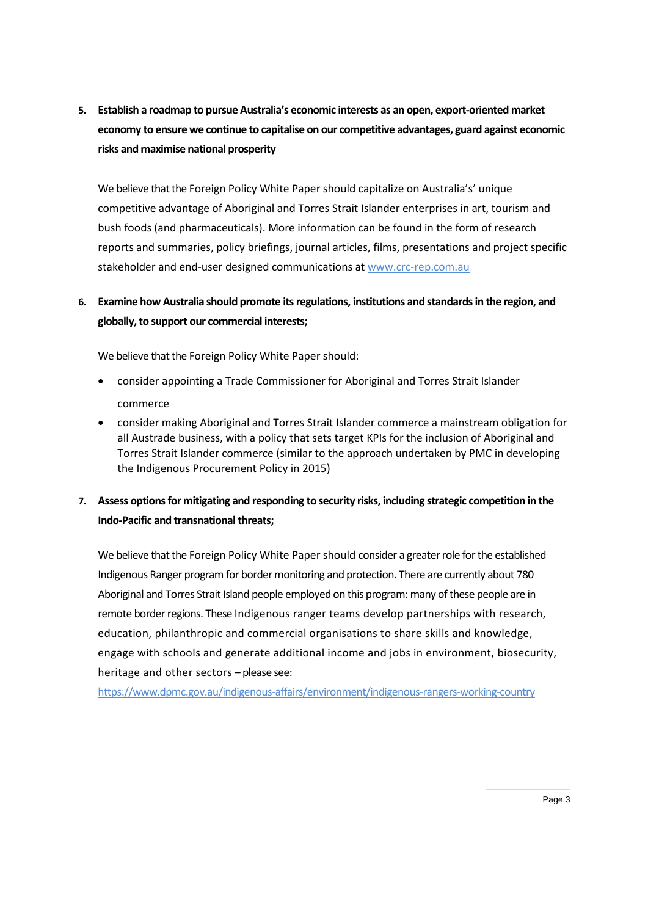5. **Establish a roadmap to pursue Australia's economic interests as an open, export-oriented market economy to ensure we continue to capitalise on our competitive advantages, guard against economic risks and maximise national prosperity**

   We believe that the Foreign Policy White Paper should capitalize on Australia's' unique competitive advantage of Aboriginal and Torres Strait Islander enterprises in art, tourism and bush foods (and pharmaceuticals). More information can be found in the form of research reports and summaries, policy briefings, journal articles, films, presentations and project specific stakeholder and end-user designed communications at www.crc-rep.com.au

6. **Examine how Australia should promote its regulations, institutions and standards in the region, and globally, to support our commercial interests;**

   We believe that the Foreign Policy White Paper should:

   - consider appointing a Trade Commissioner for Aboriginal and Torres Strait Islander commerce
   - consider making Aboriginal and Torres Strait Islander commerce a mainstream obligation for all Austrade business, with a policy that sets target KPIs for the inclusion of Aboriginal and Torres Strait Islander commerce (similar to the approach undertaken by PMC in developing the Indigenous Procurement Policy in 2015)

7. **Assess options for mitigating and responding to security risks, including strategic competition in the Indo-Pacific and transnational threats;**

   We believe that the Foreign Policy White Paper should consider a greater role for the established Indigenous Ranger program for border monitoring and protection. There are currently about 780 Aboriginal and Torres Strait Island people employed on this program: many of these people are in remote border regions. These Indigenous ranger teams develop partnerships with research, education, philanthropic and commercial organisations to share skills and knowledge, engage with schools and generate additional income and jobs in environment, biosecurity, heritage and other sectors – please see:
   https://www.dpmc.gov.au/indigenous-affairs/environment/indigenous-rangers-working-country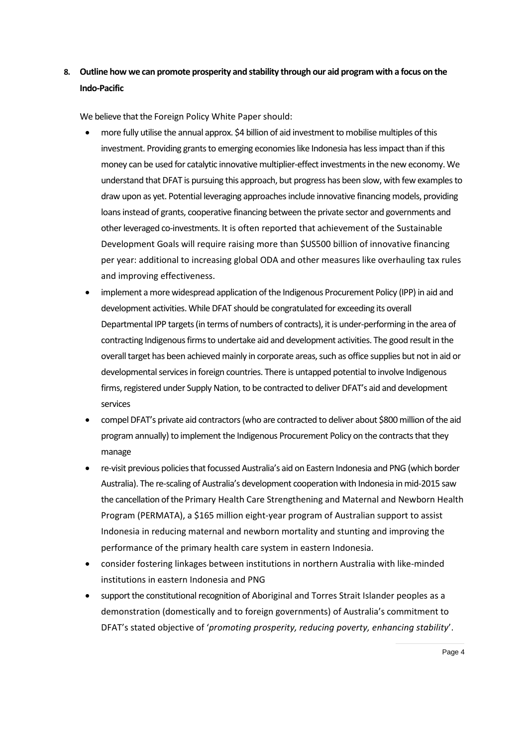**8. Outline how we can promote prosperity and stability through our aid program with a focus on the Indo-Pacific**

We believe that the Foreign Policy White Paper should:

- more fully utilise the annual approx. $4 billion of aid investment to mobilise multiples of this investment. Providing grants to emerging economies like Indonesia has less impact than if this money can be used for catalytic innovative multiplier-effect investments in the new economy. We understand that DFAT is pursuing this approach, but progress has been slow, with few examples to draw upon as yet. Potential leveraging approaches include innovative financing models, providing loans instead of grants, cooperative financing between the private sector and governments and other leveraged co-investments. It is often reported that achievement of the Sustainable Development Goals will require raising more than $US500 billion of innovative financing per year: additional to increasing global ODA and other measures like overhauling tax rules and improving effectiveness.
- implement a more widespread application of the Indigenous Procurement Policy (IPP) in aid and development activities. While DFAT should be congratulated for exceeding its overall Departmental IPP targets (in terms of numbers of contracts), it is under-performing in the area of contracting Indigenous firms to undertake aid and development activities. The good result in the overall target has been achieved mainly in corporate areas, such as office supplies but not in aid or developmental services in foreign countries. There is untapped potential to involve Indigenous firms, registered under Supply Nation, to be contracted to deliver DFAT's aid and development services
- compel DFAT's private aid contractors (who are contracted to deliver about $800 million of the aid program annually) to implement the Indigenous Procurement Policy on the contracts that they manage
- re-visit previous policies that focussed Australia's aid on Eastern Indonesia and PNG (which border Australia). The re-scaling of Australia's development cooperation with Indonesia in mid-2015 saw the cancellation of the Primary Health Care Strengthening and Maternal and Newborn Health Program (PERMATA), a $165 million eight-year program of Australian support to assist Indonesia in reducing maternal and newborn mortality and stunting and improving the performance of the primary health care system in eastern Indonesia.
- consider fostering linkages between institutions in northern Australia with like-minded institutions in eastern Indonesia and PNG
- support the constitutional recognition of Aboriginal and Torres Strait Islander peoples as a demonstration (domestically and to foreign governments) of Australia's commitment to DFAT's stated objective of '*promoting prosperity, reducing poverty, enhancing stability*'.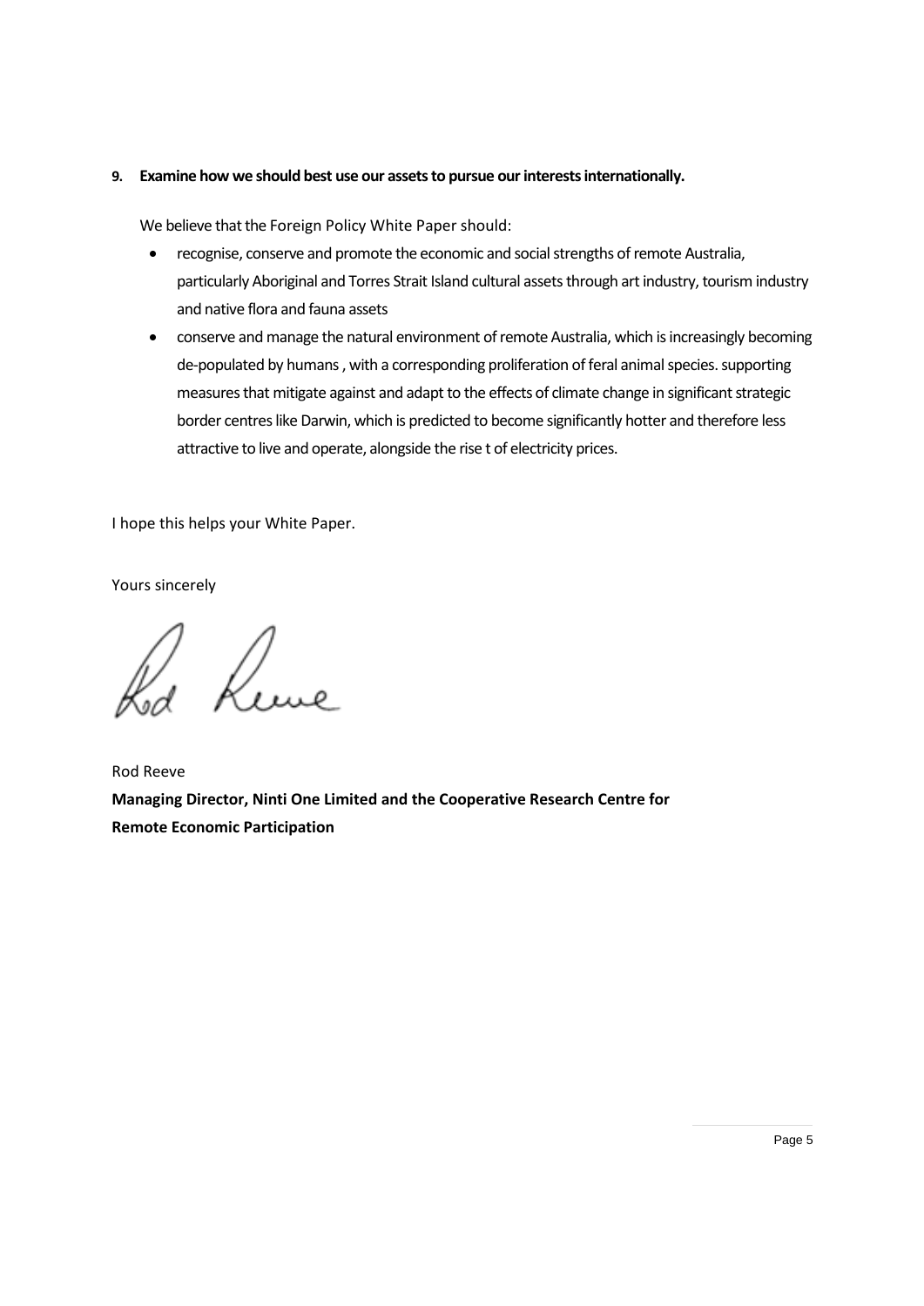**9. Examine how we should best use our assets to pursue our interests internationally.**

We believe that the Foreign Policy White Paper should:

- recognise, conserve and promote the economic and social strengths of remote Australia, particularly Aboriginal and Torres Strait Island cultural assets through art industry, tourism industry and native flora and fauna assets
- conserve and manage the natural environment of remote Australia, which is increasingly becoming de-populated by humans , with a corresponding proliferation of feral animal species. supporting measures that mitigate against and adapt to the effects of climate change in significant strategic border centres like Darwin, which is predicted to become significantly hotter and therefore less attractive to live and operate, alongside the rise t of electricity prices.

I hope this helps your White Paper.

Yours sincerely

Rod Reeve

**Managing Director, Ninti One Limited and the Cooperative Research Centre for Remote Economic Participation**